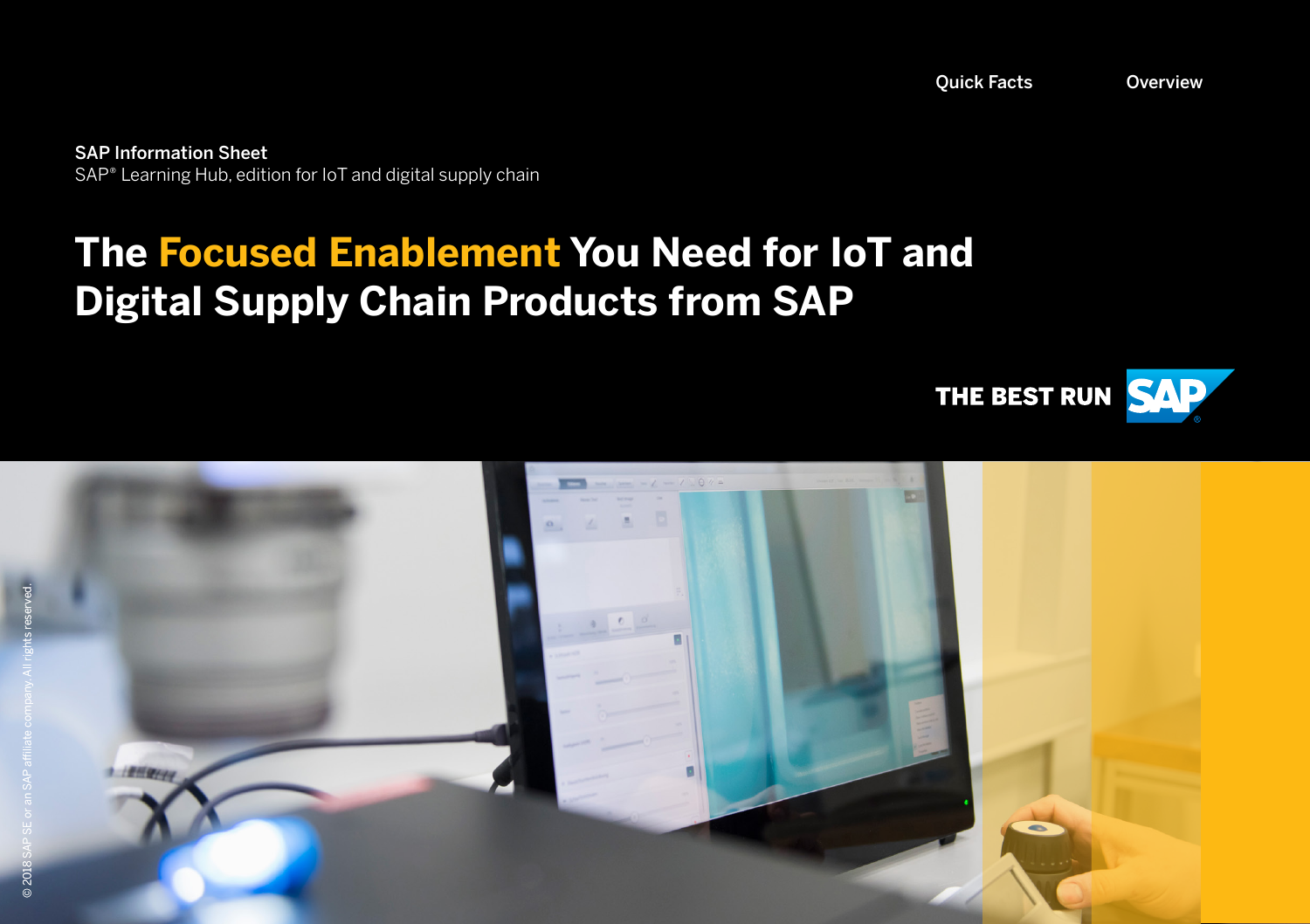Quick Facts Overview

SAP Information Sheet

SAP® Learning Hub, edition for IoT and digital supply chain

# The Focused Enablement You Need for IoT and Digital Supply Chain Products from SAP

THE BEST RUN SAP

© 2018 SAP SE or an SAP affiliate company. All rights reserved.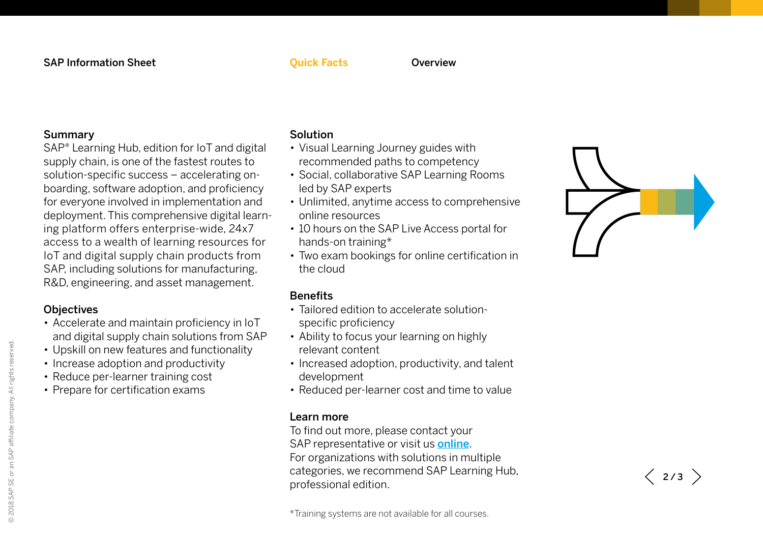## Summary

SAP® Learning Hub, edition for IoT and digital supply chain, is one of the fastest routes to solution-specific success – accelerating on-boarding, software adoption, and proficiency for everyone involved in implementation and deployment. This comprehensive digital learning platform offers enterprise-wide, 24x7 access to a wealth of learning resources for IoT and digital supply chain products from SAP, including solutions for manufacturing, R&D, engineering, and asset management.

## Objectives

- Accelerate and maintain proficiency in IoT and digital supply chain solutions from SAP
- Upskill on new features and functionality
- Increase adoption and productivity
- Reduce per-learner training cost
- Prepare for certification exams

## Solution

- Visual Learning Journey guides with recommended paths to competency
- Social, collaborative SAP Learning Rooms led by SAP experts
- Unlimited, anytime access to comprehensive online resources
- 10 hours on the SAP Live Access portal for hands-on training*
- Two exam bookings for online certification in the cloud

## Benefits

- Tailored edition to accelerate solution-specific proficiency
- Ability to focus your learning on highly relevant content
- Increased adoption, productivity, and talent development
- Reduced per-learner cost and time to value

## Learn more

To find out more, please contact your SAP representative or visit us online.
For organizations with solutions in multiple categories, we recommend SAP Learning Hub, professional edition.

*Training systems are not available for all courses.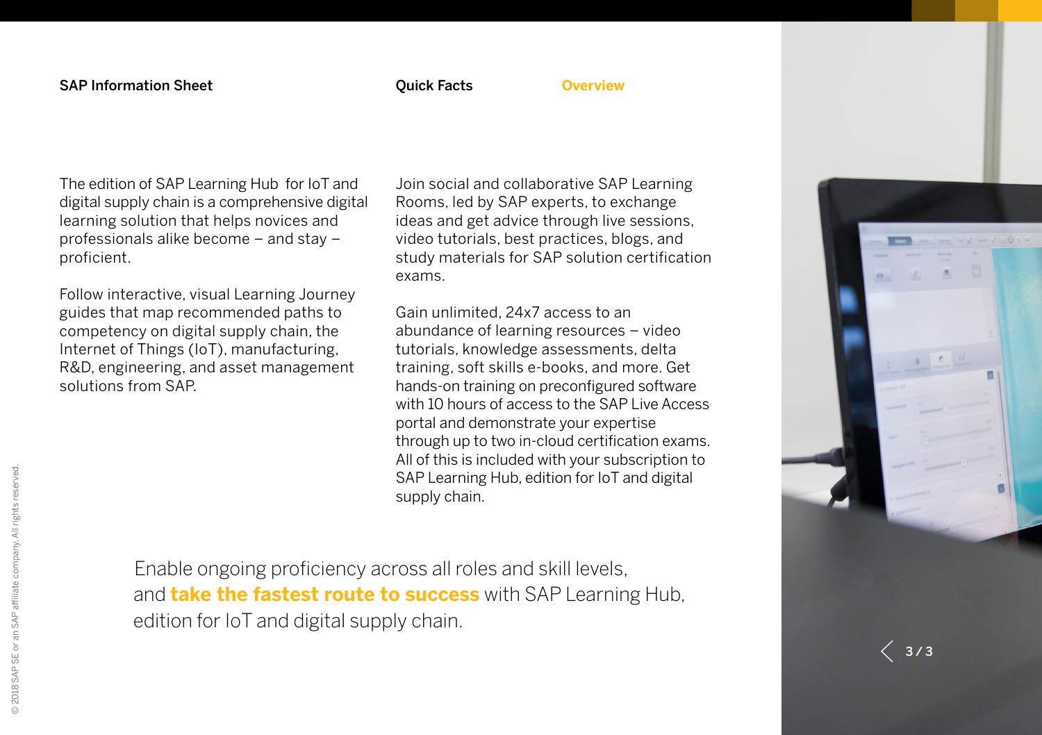SAP Information Sheet

Quick Facts

Overview

The edition of SAP Learning Hub  for IoT and digital supply chain is a comprehensive digital learning solution that helps novices and professionals alike become – and stay – proficient.

Follow interactive, visual Learning Journey guides that map recommended paths to competency on digital supply chain, the Internet of Things (IoT), manufacturing, R&D, engineering, and asset management solutions from SAP.

Join social and collaborative SAP Learning Rooms, led by SAP experts, to exchange ideas and get advice through live sessions, video tutorials, best practices, blogs, and study materials for SAP solution certification exams.

Gain unlimited, 24x7 access to an abundance of learning resources – video tutorials, knowledge assessments, delta training, soft skills e-books, and more. Get hands-on training on preconfigured software with 10 hours of access to the SAP Live Access portal and demonstrate your expertise through up to two in-cloud certification exams. All of this is included with your subscription to SAP Learning Hub, edition for IoT and digital supply chain.

Enable ongoing proficiency across all roles and skill levels, and **take the fastest route to success** with SAP Learning Hub, edition for IoT and digital supply chain.

© 2018 SAP SE or an SAP affiliate company. All rights reserved.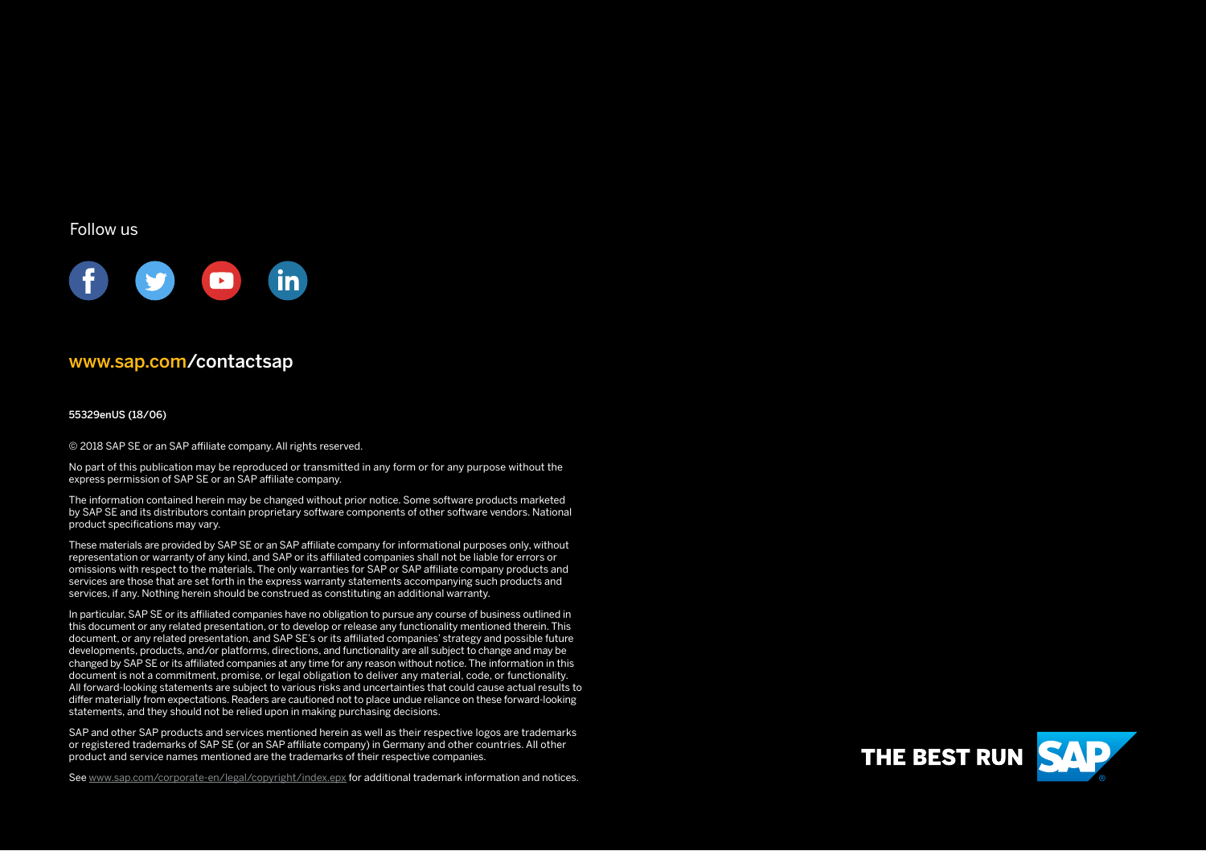Follow us

**www.sap.com/contactsap**

55329enUS (18/06)

© 2018 SAP SE or an SAP affiliate company. All rights reserved.

No part of this publication may be reproduced or transmitted in any form or for any purpose without the express permission of SAP SE or an SAP affiliate company.

The information contained herein may be changed without prior notice. Some software products marketed by SAP SE and its distributors contain proprietary software components of other software vendors. National product specifications may vary.

These materials are provided by SAP SE or an SAP affiliate company for informational purposes only, without representation or warranty of any kind, and SAP or its affiliated companies shall not be liable for errors or omissions with respect to the materials. The only warranties for SAP or SAP affiliate company products and services are those that are set forth in the express warranty statements accompanying such products and services, if any. Nothing herein should be construed as constituting an additional warranty.

In particular, SAP SE or its affiliated companies have no obligation to pursue any course of business outlined in this document or any related presentation, or to develop or release any functionality mentioned therein. This document, or any related presentation, and SAP SE's or its affiliated companies' strategy and possible future developments, products, and/or platforms, directions, and functionality are all subject to change and may be changed by SAP SE or its affiliated companies at any time for any reason without notice. The information in this document is not a commitment, promise, or legal obligation to deliver any material, code, or functionality. All forward-looking statements are subject to various risks and uncertainties that could cause actual results to differ materially from expectations. Readers are cautioned not to place undue reliance on these forward-looking statements, and they should not be relied upon in making purchasing decisions.

SAP and other SAP products and services mentioned herein as well as their respective logos are trademarks or registered trademarks of SAP SE (or an SAP affiliate company) in Germany and other countries. All other product and service names mentioned are the trademarks of their respective companies.

See www.sap.com/corporate-en/legal/copyright/index.epx for additional trademark information and notices.

THE BEST RUN SAP